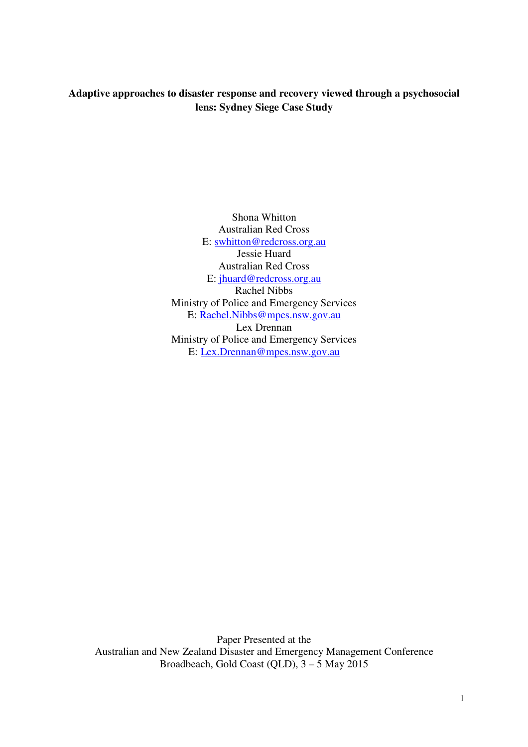# Adaptive approaches to disaster response and recovery viewed through a psychosocial lens: Sydney Siege Case Study

Shona Whitton
Australian Red Cross
E: swhitton@redcross.org.au

Jessie Huard
Australian Red Cross
E: jhuard@redcross.org.au

Rachel Nibbs
Ministry of Police and Emergency Services
E: Rachel.Nibbs@mpes.nsw.gov.au

Lex Drennan
Ministry of Police and Emergency Services
E: Lex.Drennan@mpes.nsw.gov.au

Paper Presented at the
Australian and New Zealand Disaster and Emergency Management Conference
Broadbeach, Gold Coast (QLD), 3 – 5 May 2015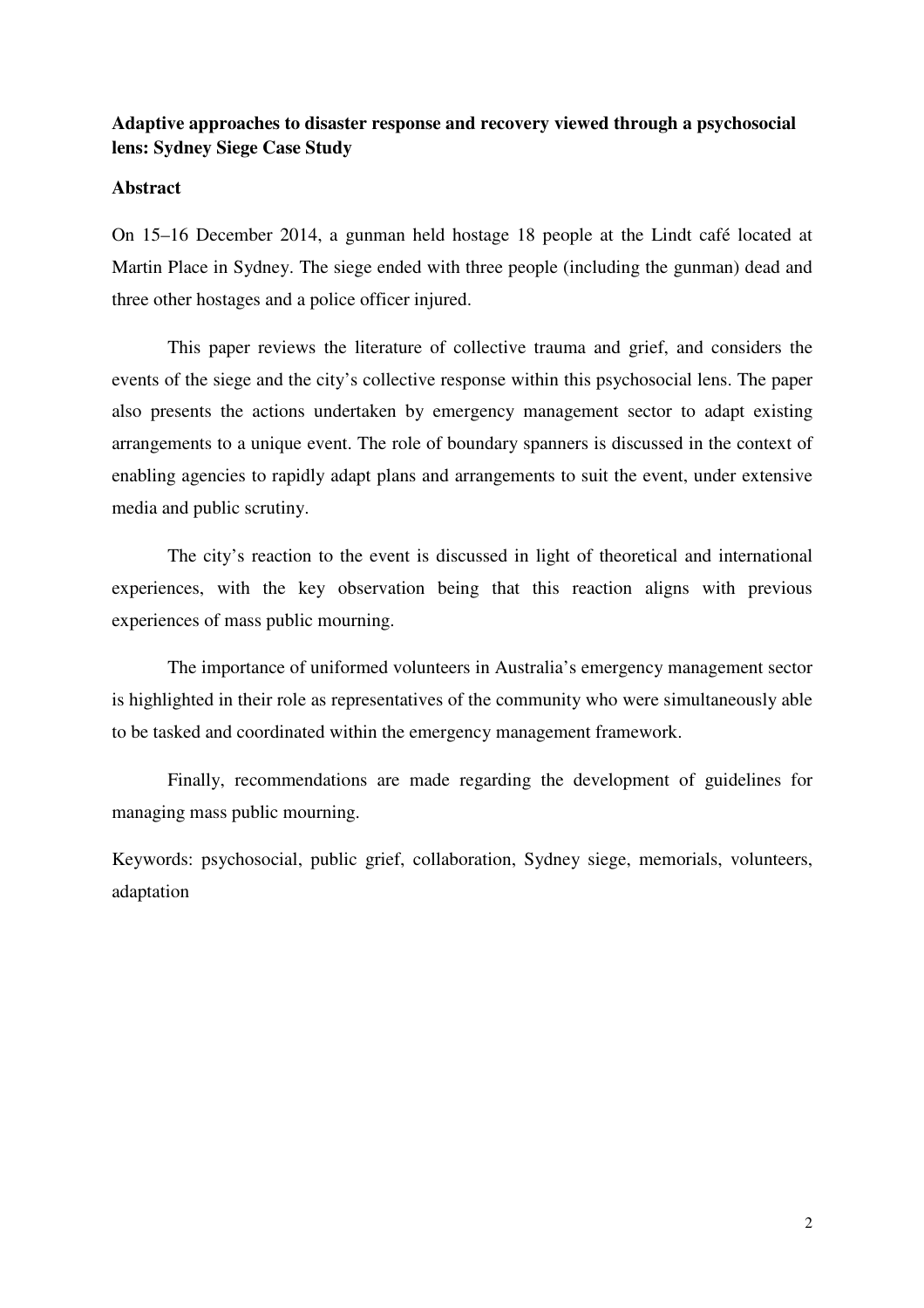**Adaptive approaches to disaster response and recovery viewed through a psychosocial lens: Sydney Siege Case Study**

## Abstract

On 15–16 December 2014, a gunman held hostage 18 people at the Lindt café located at Martin Place in Sydney. The siege ended with three people (including the gunman) dead and three other hostages and a police officer injured.

This paper reviews the literature of collective trauma and grief, and considers the events of the siege and the city's collective response within this psychosocial lens. The paper also presents the actions undertaken by emergency management sector to adapt existing arrangements to a unique event. The role of boundary spanners is discussed in the context of enabling agencies to rapidly adapt plans and arrangements to suit the event, under extensive media and public scrutiny.

The city's reaction to the event is discussed in light of theoretical and international experiences, with the key observation being that this reaction aligns with previous experiences of mass public mourning.

The importance of uniformed volunteers in Australia's emergency management sector is highlighted in their role as representatives of the community who were simultaneously able to be tasked and coordinated within the emergency management framework.

Finally, recommendations are made regarding the development of guidelines for managing mass public mourning.

Keywords: psychosocial, public grief, collaboration, Sydney siege, memorials, volunteers, adaptation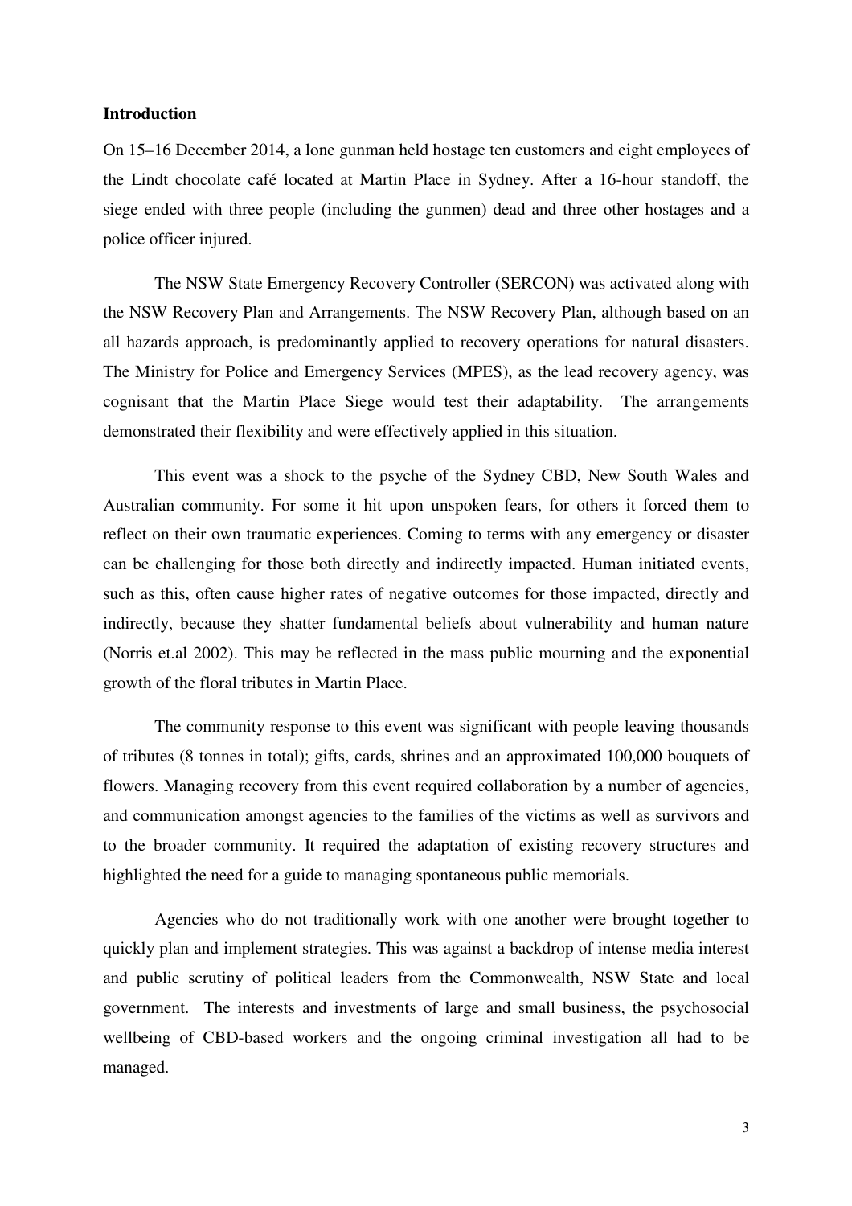## Introduction

On 15–16 December 2014, a lone gunman held hostage ten customers and eight employees of the Lindt chocolate café located at Martin Place in Sydney. After a 16-hour standoff, the siege ended with three people (including the gunmen) dead and three other hostages and a police officer injured.

The NSW State Emergency Recovery Controller (SERCON) was activated along with the NSW Recovery Plan and Arrangements. The NSW Recovery Plan, although based on an all hazards approach, is predominantly applied to recovery operations for natural disasters. The Ministry for Police and Emergency Services (MPES), as the lead recovery agency, was cognisant that the Martin Place Siege would test their adaptability. The arrangements demonstrated their flexibility and were effectively applied in this situation.

This event was a shock to the psyche of the Sydney CBD, New South Wales and Australian community. For some it hit upon unspoken fears, for others it forced them to reflect on their own traumatic experiences. Coming to terms with any emergency or disaster can be challenging for those both directly and indirectly impacted. Human initiated events, such as this, often cause higher rates of negative outcomes for those impacted, directly and indirectly, because they shatter fundamental beliefs about vulnerability and human nature (Norris et.al 2002). This may be reflected in the mass public mourning and the exponential growth of the floral tributes in Martin Place.

The community response to this event was significant with people leaving thousands of tributes (8 tonnes in total); gifts, cards, shrines and an approximated 100,000 bouquets of flowers. Managing recovery from this event required collaboration by a number of agencies, and communication amongst agencies to the families of the victims as well as survivors and to the broader community. It required the adaptation of existing recovery structures and highlighted the need for a guide to managing spontaneous public memorials.

Agencies who do not traditionally work with one another were brought together to quickly plan and implement strategies. This was against a backdrop of intense media interest and public scrutiny of political leaders from the Commonwealth, NSW State and local government. The interests and investments of large and small business, the psychosocial wellbeing of CBD-based workers and the ongoing criminal investigation all had to be managed.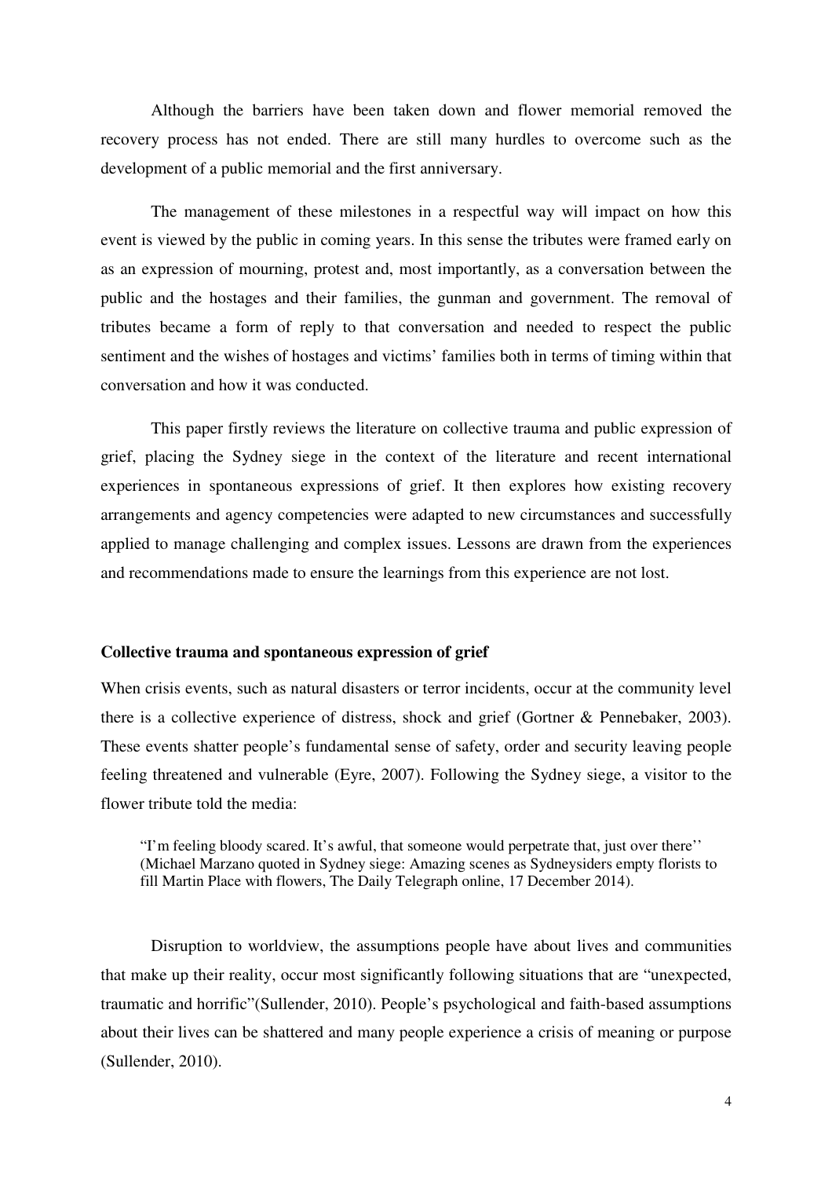Although the barriers have been taken down and flower memorial removed the recovery process has not ended. There are still many hurdles to overcome such as the development of a public memorial and the first anniversary.

The management of these milestones in a respectful way will impact on how this event is viewed by the public in coming years. In this sense the tributes were framed early on as an expression of mourning, protest and, most importantly, as a conversation between the public and the hostages and their families, the gunman and government. The removal of tributes became a form of reply to that conversation and needed to respect the public sentiment and the wishes of hostages and victims' families both in terms of timing within that conversation and how it was conducted.

This paper firstly reviews the literature on collective trauma and public expression of grief, placing the Sydney siege in the context of the literature and recent international experiences in spontaneous expressions of grief. It then explores how existing recovery arrangements and agency competencies were adapted to new circumstances and successfully applied to manage challenging and complex issues. Lessons are drawn from the experiences and recommendations made to ensure the learnings from this experience are not lost.

**Collective trauma and spontaneous expression of grief**

When crisis events, such as natural disasters or terror incidents, occur at the community level there is a collective experience of distress, shock and grief (Gortner & Pennebaker, 2003). These events shatter people's fundamental sense of safety, order and security leaving people feeling threatened and vulnerable (Eyre, 2007). Following the Sydney siege, a visitor to the flower tribute told the media:

> "I'm feeling bloody scared. It's awful, that someone would perpetrate that, just over there'' (Michael Marzano quoted in Sydney siege: Amazing scenes as Sydneysiders empty florists to fill Martin Place with flowers, The Daily Telegraph online, 17 December 2014).

Disruption to worldview, the assumptions people have about lives and communities that make up their reality, occur most significantly following situations that are "unexpected, traumatic and horrific"(Sullender, 2010). People's psychological and faith-based assumptions about their lives can be shattered and many people experience a crisis of meaning or purpose (Sullender, 2010).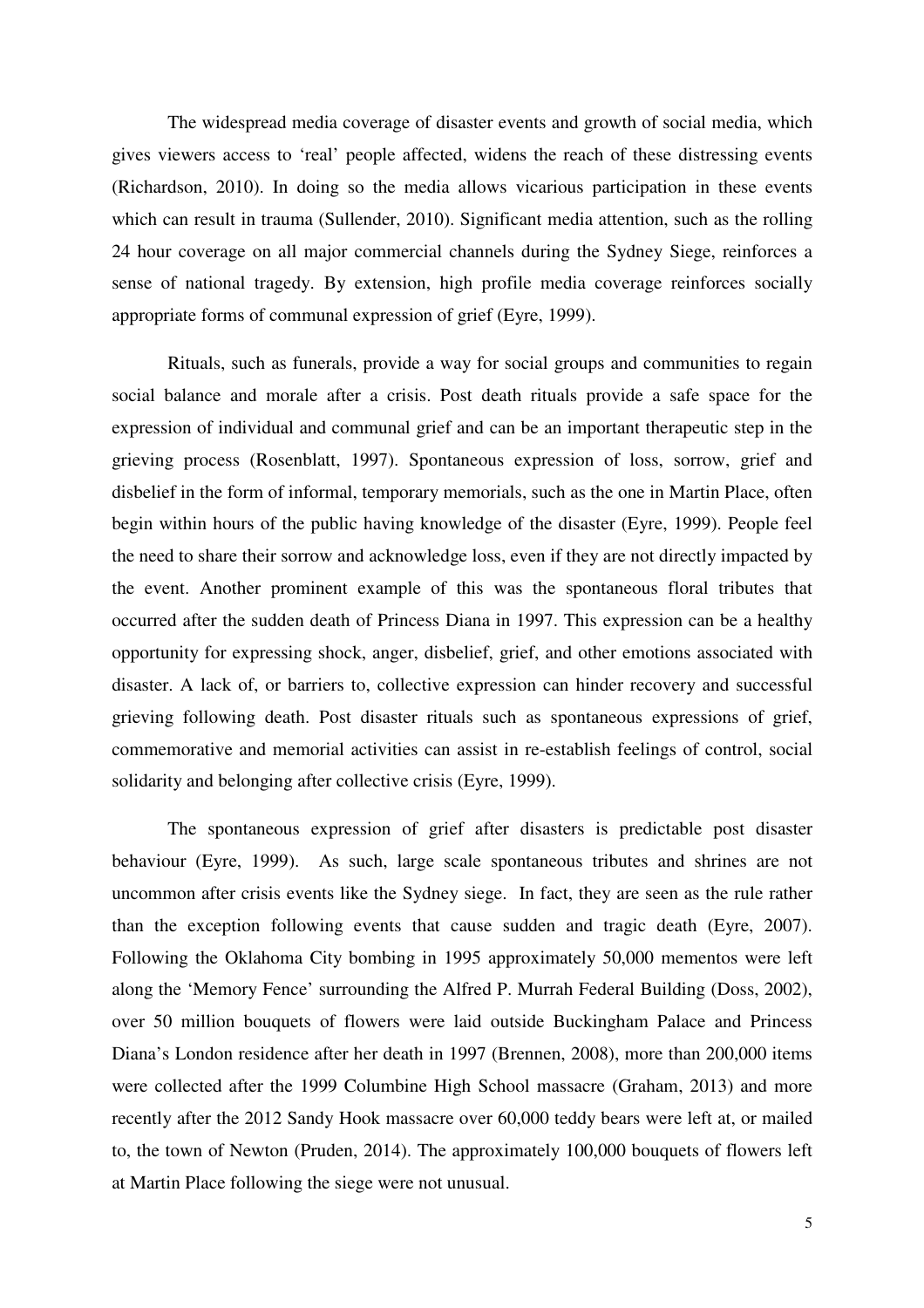The widespread media coverage of disaster events and growth of social media, which gives viewers access to 'real' people affected, widens the reach of these distressing events (Richardson, 2010). In doing so the media allows vicarious participation in these events which can result in trauma (Sullender, 2010). Significant media attention, such as the rolling 24 hour coverage on all major commercial channels during the Sydney Siege, reinforces a sense of national tragedy. By extension, high profile media coverage reinforces socially appropriate forms of communal expression of grief (Eyre, 1999).

Rituals, such as funerals, provide a way for social groups and communities to regain social balance and morale after a crisis. Post death rituals provide a safe space for the expression of individual and communal grief and can be an important therapeutic step in the grieving process (Rosenblatt, 1997). Spontaneous expression of loss, sorrow, grief and disbelief in the form of informal, temporary memorials, such as the one in Martin Place, often begin within hours of the public having knowledge of the disaster (Eyre, 1999). People feel the need to share their sorrow and acknowledge loss, even if they are not directly impacted by the event. Another prominent example of this was the spontaneous floral tributes that occurred after the sudden death of Princess Diana in 1997. This expression can be a healthy opportunity for expressing shock, anger, disbelief, grief, and other emotions associated with disaster. A lack of, or barriers to, collective expression can hinder recovery and successful grieving following death. Post disaster rituals such as spontaneous expressions of grief, commemorative and memorial activities can assist in re-establish feelings of control, social solidarity and belonging after collective crisis (Eyre, 1999).

The spontaneous expression of grief after disasters is predictable post disaster behaviour (Eyre, 1999). As such, large scale spontaneous tributes and shrines are not uncommon after crisis events like the Sydney siege. In fact, they are seen as the rule rather than the exception following events that cause sudden and tragic death (Eyre, 2007). Following the Oklahoma City bombing in 1995 approximately 50,000 mementos were left along the 'Memory Fence' surrounding the Alfred P. Murrah Federal Building (Doss, 2002), over 50 million bouquets of flowers were laid outside Buckingham Palace and Princess Diana's London residence after her death in 1997 (Brennen, 2008), more than 200,000 items were collected after the 1999 Columbine High School massacre (Graham, 2013) and more recently after the 2012 Sandy Hook massacre over 60,000 teddy bears were left at, or mailed to, the town of Newton (Pruden, 2014). The approximately 100,000 bouquets of flowers left at Martin Place following the siege were not unusual.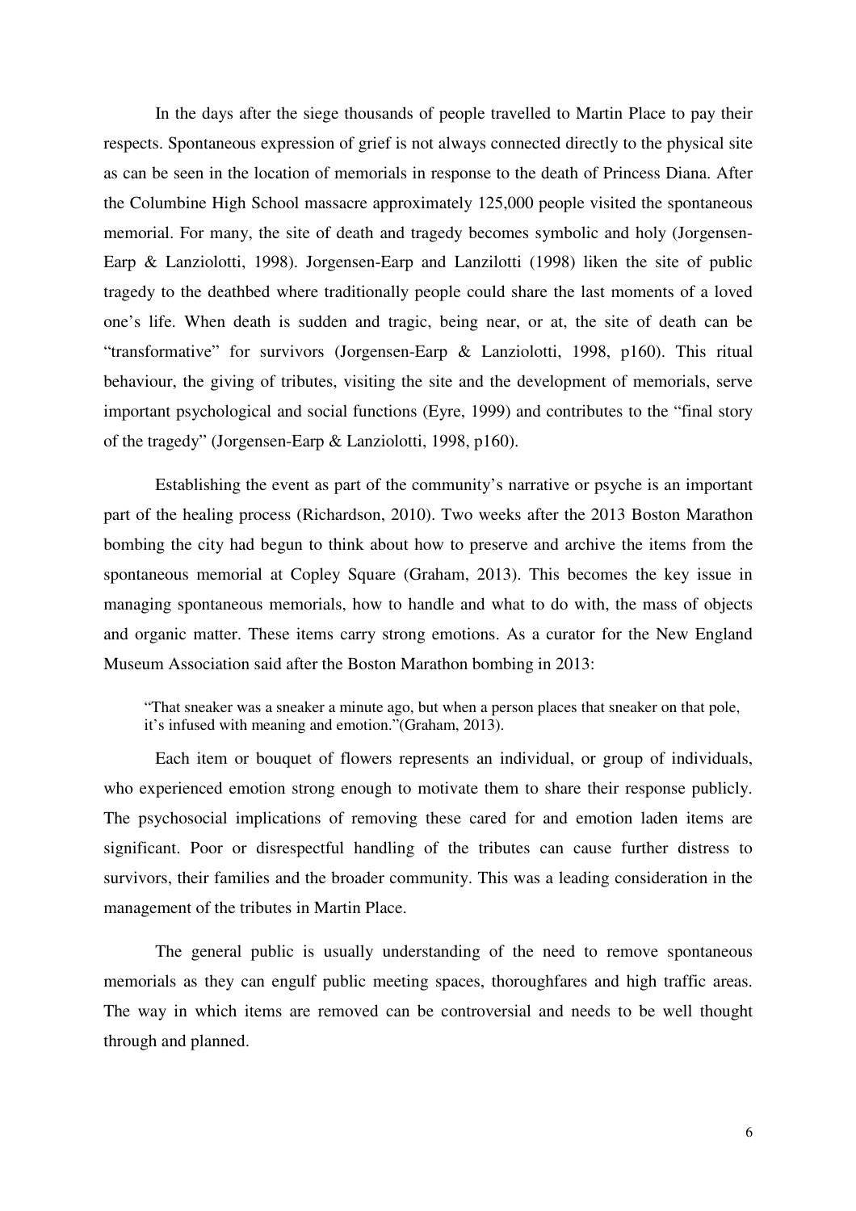In the days after the siege thousands of people travelled to Martin Place to pay their respects. Spontaneous expression of grief is not always connected directly to the physical site as can be seen in the location of memorials in response to the death of Princess Diana. After the Columbine High School massacre approximately 125,000 people visited the spontaneous memorial. For many, the site of death and tragedy becomes symbolic and holy (Jorgensen-Earp & Lanziolotti, 1998). Jorgensen-Earp and Lanzilotti (1998) liken the site of public tragedy to the deathbed where traditionally people could share the last moments of a loved one's life. When death is sudden and tragic, being near, or at, the site of death can be "transformative" for survivors (Jorgensen-Earp & Lanziolotti, 1998, p160). This ritual behaviour, the giving of tributes, visiting the site and the development of memorials, serve important psychological and social functions (Eyre, 1999) and contributes to the "final story of the tragedy" (Jorgensen-Earp & Lanziolotti, 1998, p160).

Establishing the event as part of the community's narrative or psyche is an important part of the healing process (Richardson, 2010). Two weeks after the 2013 Boston Marathon bombing the city had begun to think about how to preserve and archive the items from the spontaneous memorial at Copley Square (Graham, 2013). This becomes the key issue in managing spontaneous memorials, how to handle and what to do with, the mass of objects and organic matter. These items carry strong emotions. As a curator for the New England Museum Association said after the Boston Marathon bombing in 2013:

> "That sneaker was a sneaker a minute ago, but when a person places that sneaker on that pole, it's infused with meaning and emotion."(Graham, 2013).

Each item or bouquet of flowers represents an individual, or group of individuals, who experienced emotion strong enough to motivate them to share their response publicly. The psychosocial implications of removing these cared for and emotion laden items are significant. Poor or disrespectful handling of the tributes can cause further distress to survivors, their families and the broader community. This was a leading consideration in the management of the tributes in Martin Place.

The general public is usually understanding of the need to remove spontaneous memorials as they can engulf public meeting spaces, thoroughfares and high traffic areas. The way in which items are removed can be controversial and needs to be well thought through and planned.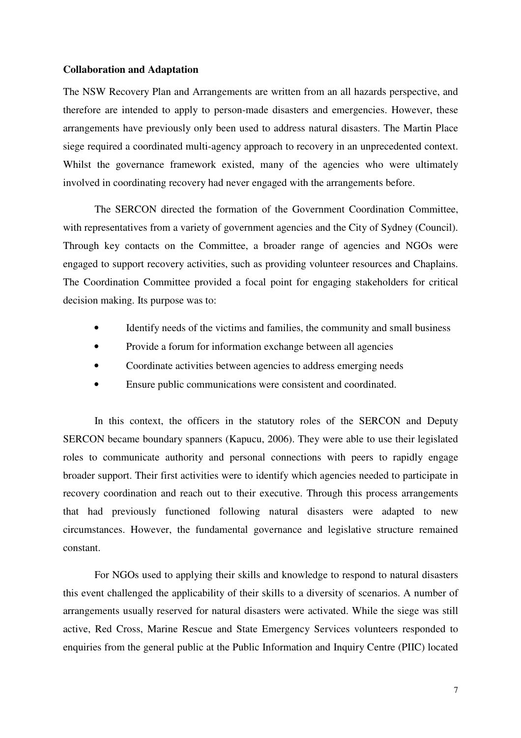**Collaboration and Adaptation**

The NSW Recovery Plan and Arrangements are written from an all hazards perspective, and therefore are intended to apply to person-made disasters and emergencies. However, these arrangements have previously only been used to address natural disasters. The Martin Place siege required a coordinated multi-agency approach to recovery in an unprecedented context. Whilst the governance framework existed, many of the agencies who were ultimately involved in coordinating recovery had never engaged with the arrangements before.

The SERCON directed the formation of the Government Coordination Committee, with representatives from a variety of government agencies and the City of Sydney (Council). Through key contacts on the Committee, a broader range of agencies and NGOs were engaged to support recovery activities, such as providing volunteer resources and Chaplains. The Coordination Committee provided a focal point for engaging stakeholders for critical decision making. Its purpose was to:

- Identify needs of the victims and families, the community and small business
- Provide a forum for information exchange between all agencies
- Coordinate activities between agencies to address emerging needs
- Ensure public communications were consistent and coordinated.

In this context, the officers in the statutory roles of the SERCON and Deputy SERCON became boundary spanners (Kapucu, 2006). They were able to use their legislated roles to communicate authority and personal connections with peers to rapidly engage broader support. Their first activities were to identify which agencies needed to participate in recovery coordination and reach out to their executive. Through this process arrangements that had previously functioned following natural disasters were adapted to new circumstances. However, the fundamental governance and legislative structure remained constant.

For NGOs used to applying their skills and knowledge to respond to natural disasters this event challenged the applicability of their skills to a diversity of scenarios. A number of arrangements usually reserved for natural disasters were activated. While the siege was still active, Red Cross, Marine Rescue and State Emergency Services volunteers responded to enquiries from the general public at the Public Information and Inquiry Centre (PIIC) located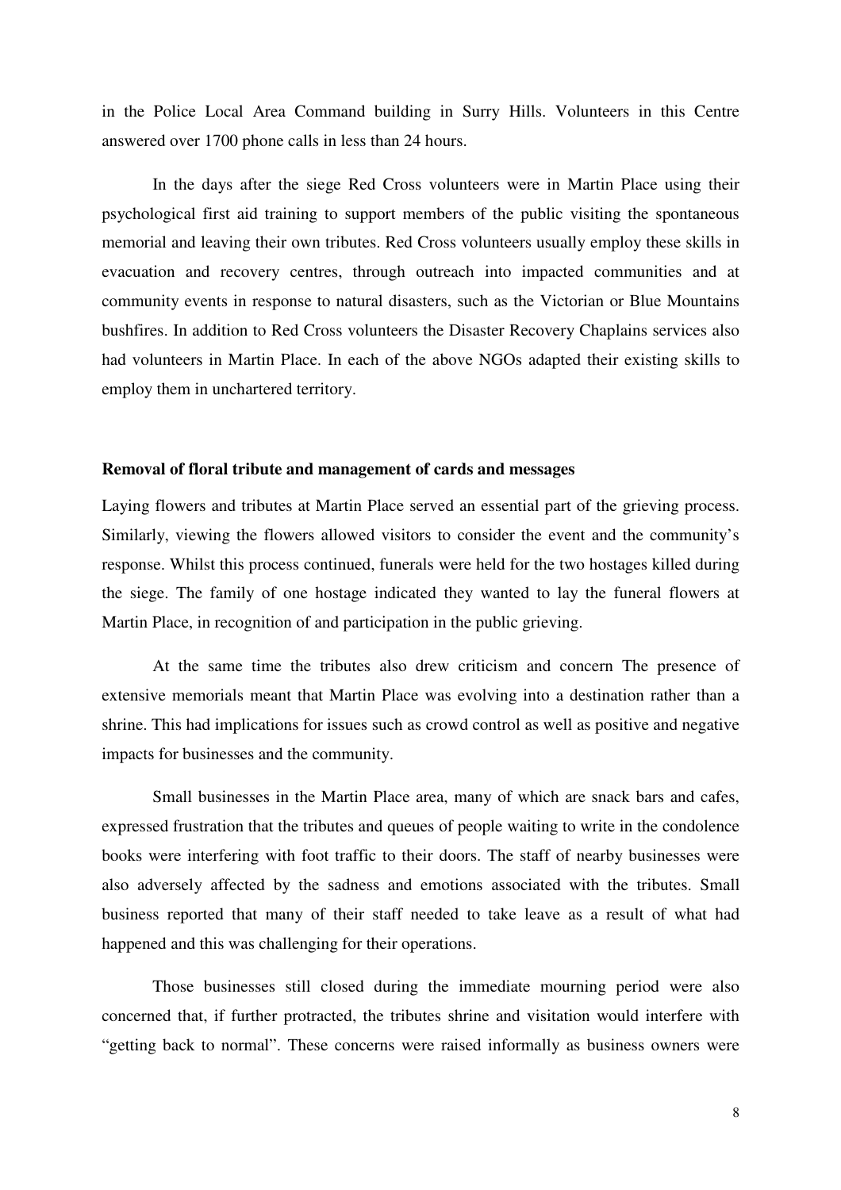in the Police Local Area Command building in Surry Hills. Volunteers in this Centre answered over 1700 phone calls in less than 24 hours.

In the days after the siege Red Cross volunteers were in Martin Place using their psychological first aid training to support members of the public visiting the spontaneous memorial and leaving their own tributes. Red Cross volunteers usually employ these skills in evacuation and recovery centres, through outreach into impacted communities and at community events in response to natural disasters, such as the Victorian or Blue Mountains bushfires. In addition to Red Cross volunteers the Disaster Recovery Chaplains services also had volunteers in Martin Place. In each of the above NGOs adapted their existing skills to employ them in unchartered territory.

**Removal of floral tribute and management of cards and messages**

Laying flowers and tributes at Martin Place served an essential part of the grieving process. Similarly, viewing the flowers allowed visitors to consider the event and the community's response. Whilst this process continued, funerals were held for the two hostages killed during the siege. The family of one hostage indicated they wanted to lay the funeral flowers at Martin Place, in recognition of and participation in the public grieving.

At the same time the tributes also drew criticism and concern The presence of extensive memorials meant that Martin Place was evolving into a destination rather than a shrine. This had implications for issues such as crowd control as well as positive and negative impacts for businesses and the community.

Small businesses in the Martin Place area, many of which are snack bars and cafes, expressed frustration that the tributes and queues of people waiting to write in the condolence books were interfering with foot traffic to their doors. The staff of nearby businesses were also adversely affected by the sadness and emotions associated with the tributes. Small business reported that many of their staff needed to take leave as a result of what had happened and this was challenging for their operations.

Those businesses still closed during the immediate mourning period were also concerned that, if further protracted, the tributes shrine and visitation would interfere with "getting back to normal". These concerns were raised informally as business owners were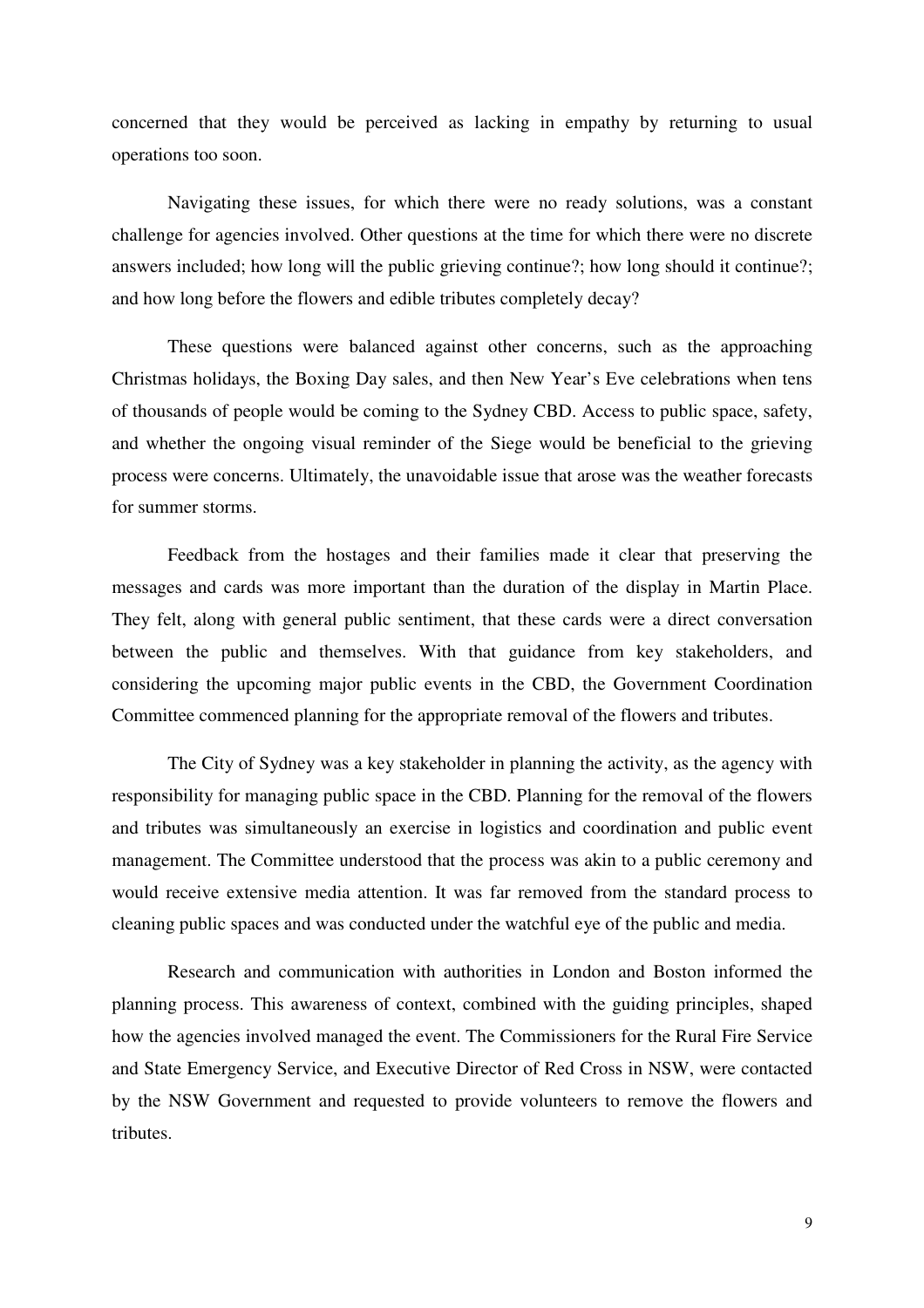concerned that they would be perceived as lacking in empathy by returning to usual operations too soon.

Navigating these issues, for which there were no ready solutions, was a constant challenge for agencies involved. Other questions at the time for which there were no discrete answers included; how long will the public grieving continue?; how long should it continue?; and how long before the flowers and edible tributes completely decay?

These questions were balanced against other concerns, such as the approaching Christmas holidays, the Boxing Day sales, and then New Year's Eve celebrations when tens of thousands of people would be coming to the Sydney CBD. Access to public space, safety, and whether the ongoing visual reminder of the Siege would be beneficial to the grieving process were concerns. Ultimately, the unavoidable issue that arose was the weather forecasts for summer storms.

Feedback from the hostages and their families made it clear that preserving the messages and cards was more important than the duration of the display in Martin Place. They felt, along with general public sentiment, that these cards were a direct conversation between the public and themselves. With that guidance from key stakeholders, and considering the upcoming major public events in the CBD, the Government Coordination Committee commenced planning for the appropriate removal of the flowers and tributes.

The City of Sydney was a key stakeholder in planning the activity, as the agency with responsibility for managing public space in the CBD. Planning for the removal of the flowers and tributes was simultaneously an exercise in logistics and coordination and public event management. The Committee understood that the process was akin to a public ceremony and would receive extensive media attention. It was far removed from the standard process to cleaning public spaces and was conducted under the watchful eye of the public and media.

Research and communication with authorities in London and Boston informed the planning process. This awareness of context, combined with the guiding principles, shaped how the agencies involved managed the event. The Commissioners for the Rural Fire Service and State Emergency Service, and Executive Director of Red Cross in NSW, were contacted by the NSW Government and requested to provide volunteers to remove the flowers and tributes.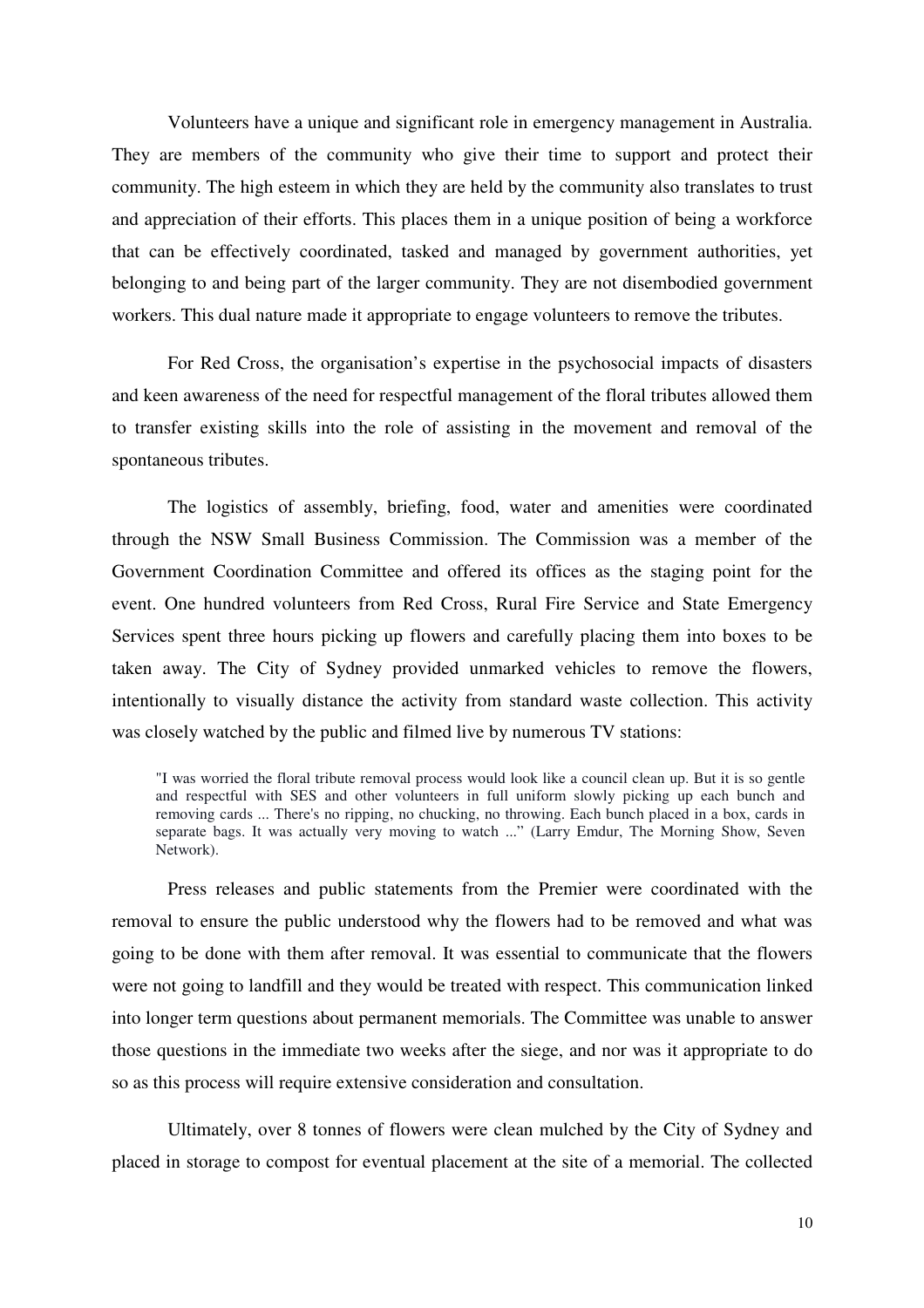Volunteers have a unique and significant role in emergency management in Australia. They are members of the community who give their time to support and protect their community. The high esteem in which they are held by the community also translates to trust and appreciation of their efforts. This places them in a unique position of being a workforce that can be effectively coordinated, tasked and managed by government authorities, yet belonging to and being part of the larger community. They are not disembodied government workers. This dual nature made it appropriate to engage volunteers to remove the tributes.

For Red Cross, the organisation's expertise in the psychosocial impacts of disasters and keen awareness of the need for respectful management of the floral tributes allowed them to transfer existing skills into the role of assisting in the movement and removal of the spontaneous tributes.

The logistics of assembly, briefing, food, water and amenities were coordinated through the NSW Small Business Commission. The Commission was a member of the Government Coordination Committee and offered its offices as the staging point for the event. One hundred volunteers from Red Cross, Rural Fire Service and State Emergency Services spent three hours picking up flowers and carefully placing them into boxes to be taken away. The City of Sydney provided unmarked vehicles to remove the flowers, intentionally to visually distance the activity from standard waste collection. This activity was closely watched by the public and filmed live by numerous TV stations:

> "I was worried the floral tribute removal process would look like a council clean up. But it is so gentle and respectful with SES and other volunteers in full uniform slowly picking up each bunch and removing cards ... There's no ripping, no chucking, no throwing. Each bunch placed in a box, cards in separate bags. It was actually very moving to watch ..." (Larry Emdur, The Morning Show, Seven Network).

Press releases and public statements from the Premier were coordinated with the removal to ensure the public understood why the flowers had to be removed and what was going to be done with them after removal. It was essential to communicate that the flowers were not going to landfill and they would be treated with respect. This communication linked into longer term questions about permanent memorials. The Committee was unable to answer those questions in the immediate two weeks after the siege, and nor was it appropriate to do so as this process will require extensive consideration and consultation.

Ultimately, over 8 tonnes of flowers were clean mulched by the City of Sydney and placed in storage to compost for eventual placement at the site of a memorial. The collected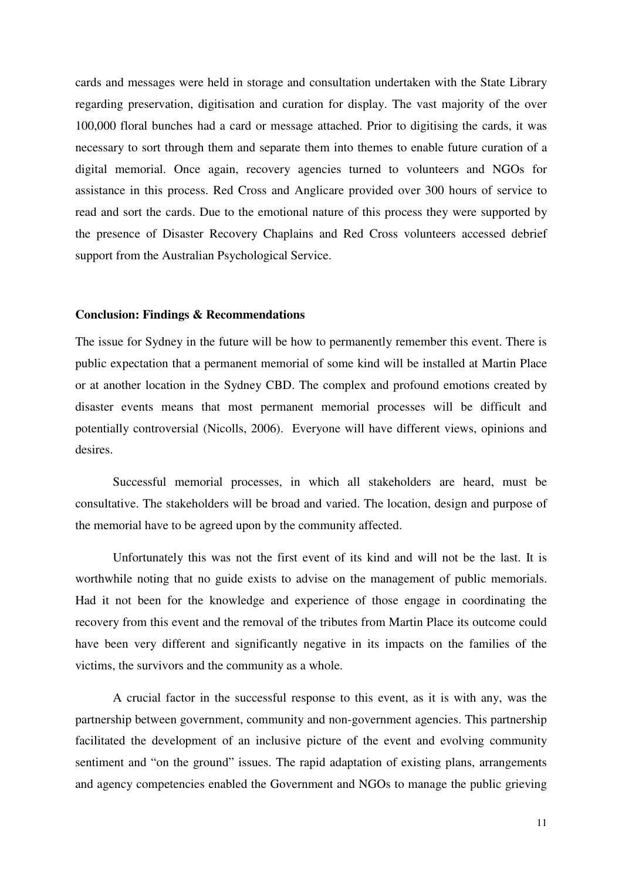cards and messages were held in storage and consultation undertaken with the State Library regarding preservation, digitisation and curation for display. The vast majority of the over 100,000 floral bunches had a card or message attached. Prior to digitising the cards, it was necessary to sort through them and separate them into themes to enable future curation of a digital memorial. Once again, recovery agencies turned to volunteers and NGOs for assistance in this process. Red Cross and Anglicare provided over 300 hours of service to read and sort the cards. Due to the emotional nature of this process they were supported by the presence of Disaster Recovery Chaplains and Red Cross volunteers accessed debrief support from the Australian Psychological Service.

**Conclusion: Findings & Recommendations**

The issue for Sydney in the future will be how to permanently remember this event. There is public expectation that a permanent memorial of some kind will be installed at Martin Place or at another location in the Sydney CBD. The complex and profound emotions created by disaster events means that most permanent memorial processes will be difficult and potentially controversial (Nicolls, 2006). Everyone will have different views, opinions and desires.

Successful memorial processes, in which all stakeholders are heard, must be consultative. The stakeholders will be broad and varied. The location, design and purpose of the memorial have to be agreed upon by the community affected.

Unfortunately this was not the first event of its kind and will not be the last. It is worthwhile noting that no guide exists to advise on the management of public memorials. Had it not been for the knowledge and experience of those engage in coordinating the recovery from this event and the removal of the tributes from Martin Place its outcome could have been very different and significantly negative in its impacts on the families of the victims, the survivors and the community as a whole.

A crucial factor in the successful response to this event, as it is with any, was the partnership between government, community and non-government agencies. This partnership facilitated the development of an inclusive picture of the event and evolving community sentiment and "on the ground" issues. The rapid adaptation of existing plans, arrangements and agency competencies enabled the Government and NGOs to manage the public grieving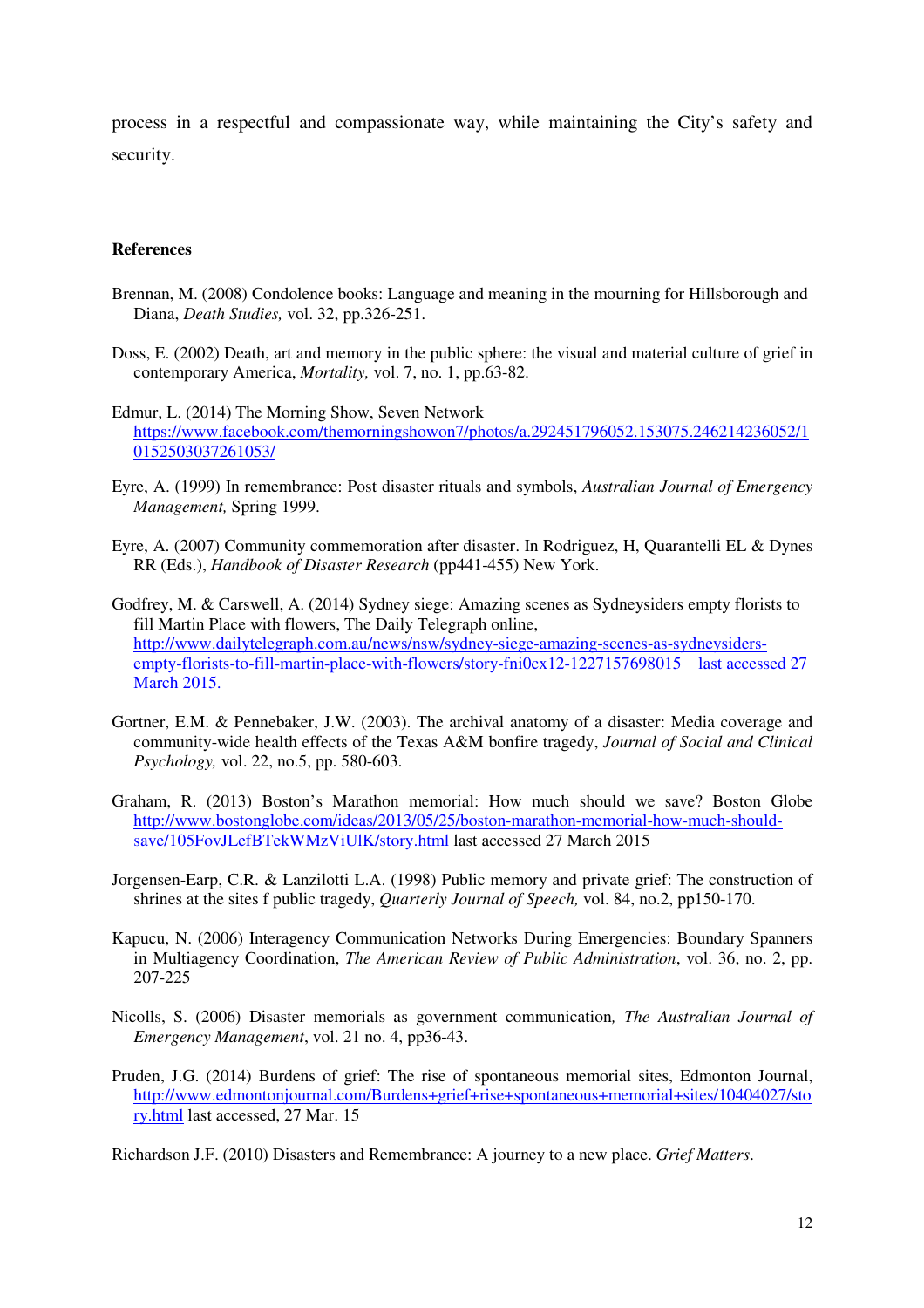process in a respectful and compassionate way, while maintaining the City's safety and security.

**References**

Brennan, M. (2008) Condolence books: Language and meaning in the mourning for Hillsborough and Diana, *Death Studies,* vol. 32, pp.326-251.

Doss, E. (2002) Death, art and memory in the public sphere: the visual and material culture of grief in contemporary America, *Mortality,* vol. 7, no. 1, pp.63-82.

Edmur, L. (2014) The Morning Show, Seven Network https://www.facebook.com/themorningshowon7/photos/a.292451796052.153075.246214236052/10152503037261053/

Eyre, A. (1999) In remembrance: Post disaster rituals and symbols, *Australian Journal of Emergency Management,* Spring 1999.

Eyre, A. (2007) Community commemoration after disaster. In Rodriguez, H, Quarantelli EL & Dynes RR (Eds.), *Handbook of Disaster Research* (pp441-455) New York.

Godfrey, M. & Carswell, A. (2014) Sydney siege: Amazing scenes as Sydneysiders empty florists to fill Martin Place with flowers, The Daily Telegraph online, http://www.dailytelegraph.com.au/news/nsw/sydney-siege-amazing-scenes-as-sydneysiders-empty-florists-to-fill-martin-place-with-flowers/story-fni0cx12-1227157698015 last accessed 27 March 2015.

Gortner, E.M. & Pennebaker, J.W. (2003). The archival anatomy of a disaster: Media coverage and community-wide health effects of the Texas A&M bonfire tragedy, *Journal of Social and Clinical Psychology,* vol. 22, no.5, pp. 580-603.

Graham, R. (2013) Boston's Marathon memorial: How much should we save? Boston Globe http://www.bostonglobe.com/ideas/2013/05/25/boston-marathon-memorial-how-much-should-save/105FovJLefBTekWMzViUlK/story.html last accessed 27 March 2015

Jorgensen-Earp, C.R. & Lanzilotti L.A. (1998) Public memory and private grief: The construction of shrines at the sites f public tragedy, *Quarterly Journal of Speech,* vol. 84, no.2, pp150-170.

Kapucu, N. (2006) Interagency Communication Networks During Emergencies: Boundary Spanners in Multiagency Coordination, *The American Review of Public Administration*, vol. 36, no. 2, pp. 207-225

Nicolls, S. (2006) Disaster memorials as government communication*, The Australian Journal of Emergency Management*, vol. 21 no. 4, pp36-43.

Pruden, J.G. (2014) Burdens of grief: The rise of spontaneous memorial sites, Edmonton Journal, http://www.edmontonjournal.com/Burdens+grief+rise+spontaneous+memorial+sites/10404027/story.html last accessed, 27 Mar. 15

Richardson J.F. (2010) Disasters and Remembrance: A journey to a new place. *Grief Matters*.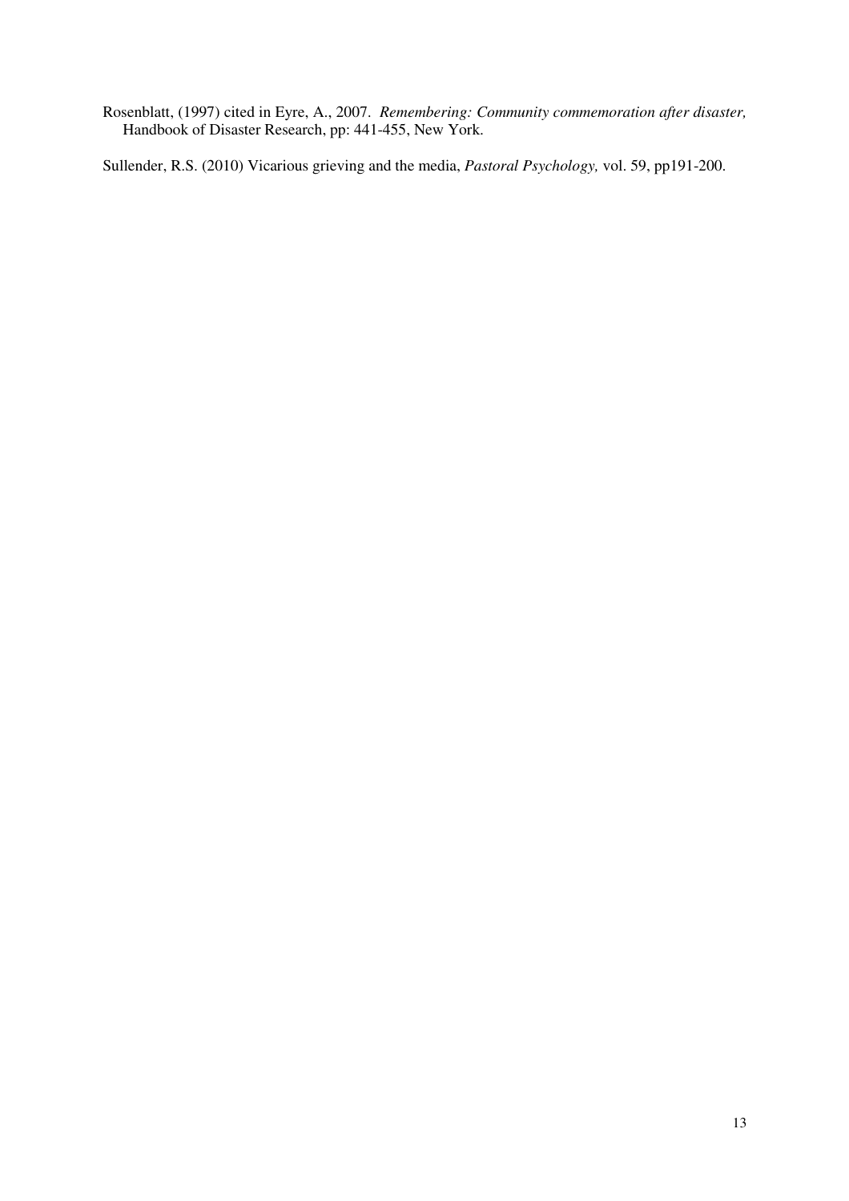Rosenblatt, (1997) cited in Eyre, A., 2007. *Remembering: Community commemoration after disaster,* Handbook of Disaster Research, pp: 441-455, New York.

Sullender, R.S. (2010) Vicarious grieving and the media, *Pastoral Psychology,* vol. 59, pp191-200.